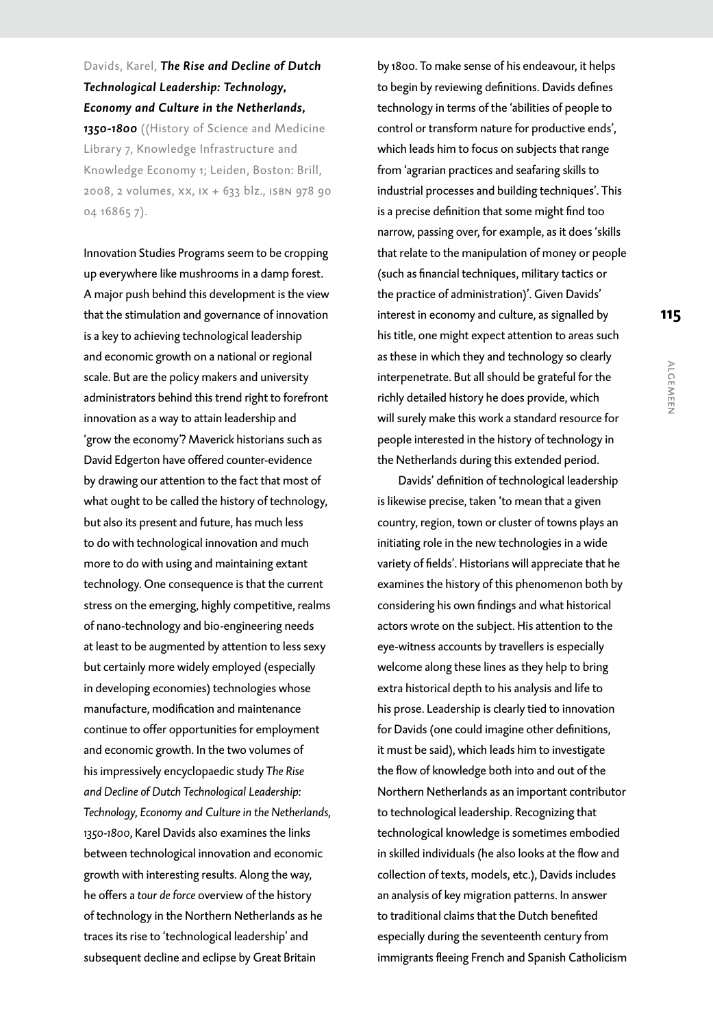Davids, Karel, ***The Rise and Decline of Dutch Technological Leadership: Technology, Economy and Culture in the Netherlands, 1350-1800*** ((History of Science and Medicine Library 7, Knowledge Infrastructure and Knowledge Economy 1; Leiden, Boston: Brill, 2008, 2 volumes, xx, ix + 633 blz., isbn 978 90 04 16865 7).

Innovation Studies Programs seem to be cropping up everywhere like mushrooms in a damp forest. A major push behind this development is the view that the stimulation and governance of innovation is a key to achieving technological leadership and economic growth on a national or regional scale. But are the policy makers and university administrators behind this trend right to forefront innovation as a way to attain leadership and 'grow the economy'? Maverick historians such as David Edgerton have offered counter-evidence by drawing our attention to the fact that most of what ought to be called the history of technology, but also its present and future, has much less to do with technological innovation and much more to do with using and maintaining extant technology. One consequence is that the current stress on the emerging, highly competitive, realms of nano-technology and bio-engineering needs at least to be augmented by attention to less sexy but certainly more widely employed (especially in developing economies) technologies whose manufacture, modification and maintenance continue to offer opportunities for employment and economic growth. In the two volumes of his impressively encyclopaedic study *The Rise and Decline of Dutch Technological Leadership: Technology, Economy and Culture in the Netherlands, 1350-1800*, Karel Davids also examines the links between technological innovation and economic growth with interesting results. Along the way, he offers a *tour de force* overview of the history of technology in the Northern Netherlands as he traces its rise to 'technological leadership' and subsequent decline and eclipse by Great Britain by 1800. To make sense of his endeavour, it helps to begin by reviewing definitions. Davids defines technology in terms of the 'abilities of people to control or transform nature for productive ends', which leads him to focus on subjects that range from 'agrarian practices and seafaring skills to industrial processes and building techniques'. This is a precise definition that some might find too narrow, passing over, for example, as it does 'skills that relate to the manipulation of money or people (such as financial techniques, military tactics or the practice of administration)'. Given Davids' interest in economy and culture, as signalled by his title, one might expect attention to areas such as these in which they and technology so clearly interpenetrate. But all should be grateful for the richly detailed history he does provide, which will surely make this work a standard resource for people interested in the history of technology in the Netherlands during this extended period.

Davids' definition of technological leadership is likewise precise, taken 'to mean that a given country, region, town or cluster of towns plays an initiating role in the new technologies in a wide variety of fields'. Historians will appreciate that he examines the history of this phenomenon both by considering his own findings and what historical actors wrote on the subject. His attention to the eye-witness accounts by travellers is especially welcome along these lines as they help to bring extra historical depth to his analysis and life to his prose. Leadership is clearly tied to innovation for Davids (one could imagine other definitions, it must be said), which leads him to investigate the flow of knowledge both into and out of the Northern Netherlands as an important contributor to technological leadership. Recognizing that technological knowledge is sometimes embodied in skilled individuals (he also looks at the flow and collection of texts, models, etc.), Davids includes an analysis of key migration patterns. In answer to traditional claims that the Dutch benefited especially during the seventeenth century from immigrants fleeing French and Spanish Catholicism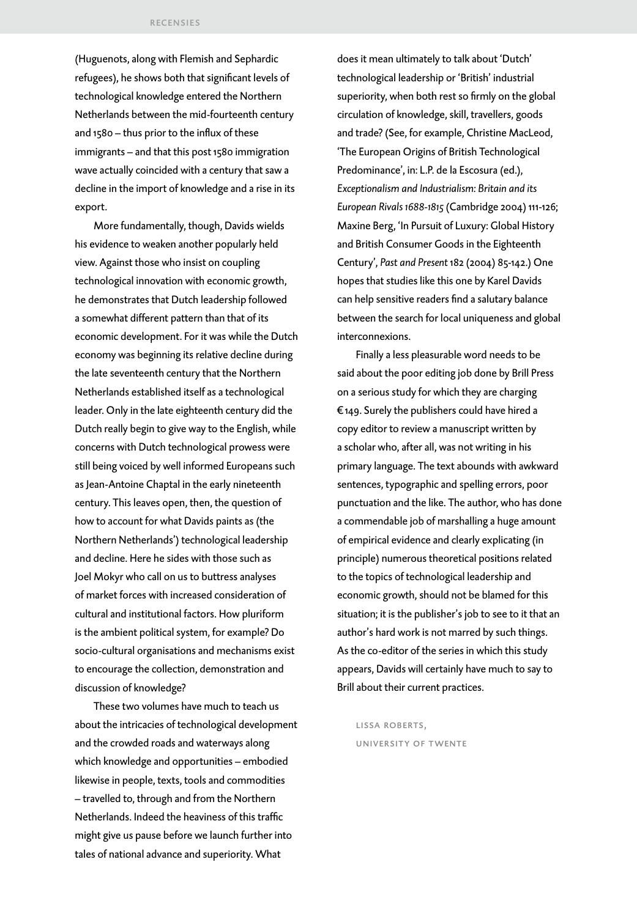(Huguenots, along with Flemish and Sephardic refugees), he shows both that significant levels of technological knowledge entered the Northern Netherlands between the mid-fourteenth century and 1580 – thus prior to the influx of these immigrants – and that this post 1580 immigration wave actually coincided with a century that saw a decline in the import of knowledge and a rise in its export.

More fundamentally, though, Davids wields his evidence to weaken another popularly held view. Against those who insist on coupling technological innovation with economic growth, he demonstrates that Dutch leadership followed a somewhat different pattern than that of its economic development. For it was while the Dutch economy was beginning its relative decline during the late seventeenth century that the Northern Netherlands established itself as a technological leader. Only in the late eighteenth century did the Dutch really begin to give way to the English, while concerns with Dutch technological prowess were still being voiced by well informed Europeans such as Jean-Antoine Chaptal in the early nineteenth century. This leaves open, then, the question of how to account for what Davids paints as (the Northern Netherlands') technological leadership and decline. Here he sides with those such as Joel Mokyr who call on us to buttress analyses of market forces with increased consideration of cultural and institutional factors. How pluriform is the ambient political system, for example? Do socio-cultural organisations and mechanisms exist to encourage the collection, demonstration and discussion of knowledge?

These two volumes have much to teach us about the intricacies of technological development and the crowded roads and waterways along which knowledge and opportunities – embodied likewise in people, texts, tools and commodities – travelled to, through and from the Northern Netherlands. Indeed the heaviness of this traffic might give us pause before we launch further into tales of national advance and superiority. What does it mean ultimately to talk about 'Dutch' technological leadership or 'British' industrial superiority, when both rest so firmly on the global circulation of knowledge, skill, travellers, goods and trade? (See, for example, Christine MacLeod, 'The European Origins of British Technological Predominance', in: L.P. de la Escosura (ed.), *Exceptionalism and Industrialism: Britain and its European Rivals 1688-1815* (Cambridge 2004) 111-126; Maxine Berg, 'In Pursuit of Luxury: Global History and British Consumer Goods in the Eighteenth Century', *Past and Present* 182 (2004) 85-142.) One hopes that studies like this one by Karel Davids can help sensitive readers find a salutary balance between the search for local uniqueness and global interconnexions.

Finally a less pleasurable word needs to be said about the poor editing job done by Brill Press on a serious study for which they are charging €149. Surely the publishers could have hired a copy editor to review a manuscript written by a scholar who, after all, was not writing in his primary language. The text abounds with awkward sentences, typographic and spelling errors, poor punctuation and the like. The author, who has done a commendable job of marshalling a huge amount of empirical evidence and clearly explicating (in principle) numerous theoretical positions related to the topics of technological leadership and economic growth, should not be blamed for this situation; it is the publisher's job to see to it that an author's hard work is not marred by such things. As the co-editor of the series in which this study appears, Davids will certainly have much to say to Brill about their current practices.

LISSA ROBERTS,
UNIVERSITY OF TWENTE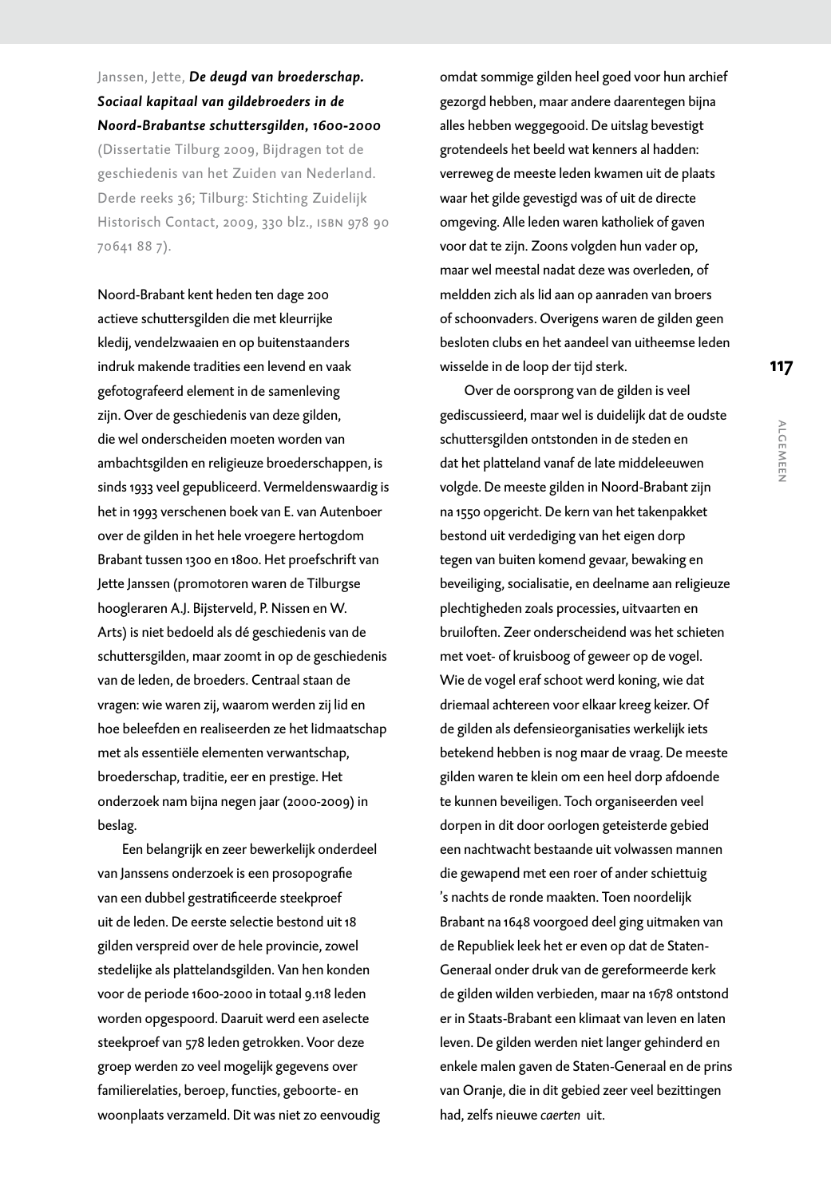Janssen, Jette, ***De deugd van broederschap. Sociaal kapitaal van gildebroeders in de Noord-Brabantse schuttersgilden, 1600-2000***
(Dissertatie Tilburg 2009, Bijdragen tot de geschiedenis van het Zuiden van Nederland. Derde reeks 36; Tilburg: Stichting Zuidelijk Historisch Contact, 2009, 330 blz., ISBN 978 90 70641 88 7).

Noord-Brabant kent heden ten dage 200 actieve schuttersgilden die met kleurrijke kledij, vendelzwaaien en op buitenstaanders indruk makende tradities een levend en vaak gefotografeerd element in de samenleving zijn. Over de geschiedenis van deze gilden, die wel onderscheiden moeten worden van ambachtsgilden en religieuze broederschappen, is sinds 1933 veel gepubliceerd. Vermeldenswaardig is het in 1993 verschenen boek van E. van Autenboer over de gilden in het hele vroegere hertogdom Brabant tussen 1300 en 1800. Het proefschrift van Jette Janssen (promotoren waren de Tilburgse hoogleraren A.J. Bijsterveld, P. Nissen en W. Arts) is niet bedoeld als dé geschiedenis van de schuttersgilden, maar zoomt in op de geschiedenis van de leden, de broeders. Centraal staan de vragen: wie waren zij, waarom werden zij lid en hoe beleefden en realiseerden ze het lidmaatschap met als essentiële elementen verwantschap, broederschap, traditie, eer en prestige. Het onderzoek nam bijna negen jaar (2000-2009) in beslag.

Een belangrijk en zeer bewerkelijk onderdeel van Janssens onderzoek is een prosopografie van een dubbel gestratificeerde steekproef uit de leden. De eerste selectie bestond uit 18 gilden verspreid over de hele provincie, zowel stedelijke als plattelandsgilden. Van hen konden voor de periode 1600-2000 in totaal 9.118 leden worden opgespoord. Daaruit werd een aselecte steekproef van 578 leden getrokken. Voor deze groep werden zo veel mogelijk gegevens over familierelaties, beroep, functies, geboorte- en woonplaats verzameld. Dit was niet zo eenvoudig omdat sommige gilden heel goed voor hun archief gezorgd hebben, maar andere daarentegen bijna alles hebben weggegooid. De uitslag bevestigt grotendeels het beeld wat kenners al hadden: verreweg de meeste leden kwamen uit de plaats waar het gilde gevestigd was of uit de directe omgeving. Alle leden waren katholiek of gaven voor dat te zijn. Zoons volgden hun vader op, maar wel meestal nadat deze was overleden, of meldden zich als lid aan op aanraden van broers of schoonvaders. Overigens waren de gilden geen besloten clubs en het aandeel van uitheemse leden wisselde in de loop der tijd sterk.

Over de oorsprong van de gilden is veel gediscussieerd, maar wel is duidelijk dat de oudste schuttersgilden ontstonden in de steden en dat het platteland vanaf de late middeleeuwen volgde. De meeste gilden in Noord-Brabant zijn na 1550 opgericht. De kern van het takenpakket bestond uit verdediging van het eigen dorp tegen van buiten komend gevaar, bewaking en beveiliging, socialisatie, en deelname aan religieuze plechtigheden zoals processies, uitvaarten en bruiloften. Zeer onderscheidend was het schieten met voet- of kruisboog of geweer op de vogel. Wie de vogel eraf schoot werd koning, wie dat driemaal achtereen voor elkaar kreeg keizer. Of de gilden als defensieorganisaties werkelijk iets betekend hebben is nog maar de vraag. De meeste gilden waren te klein om een heel dorp afdoende te kunnen beveiligen. Toch organiseerden veel dorpen in dit door oorlogen geteisterde gebied een nachtwacht bestaande uit volwassen mannen die gewapend met een roer of ander schiettuig 's nachts de ronde maakten. Toen noordelijk Brabant na 1648 voorgoed deel ging uitmaken van de Republiek leek het er even op dat de Staten-Generaal onder druk van de gereformeerde kerk de gilden wilden verbieden, maar na 1678 ontstond er in Staats-Brabant een klimaat van leven en laten leven. De gilden werden niet langer gehinderd en enkele malen gaven de Staten-Generaal en de prins van Oranje, die in dit gebied zeer veel bezittingen had, zelfs nieuwe *caerten* uit.